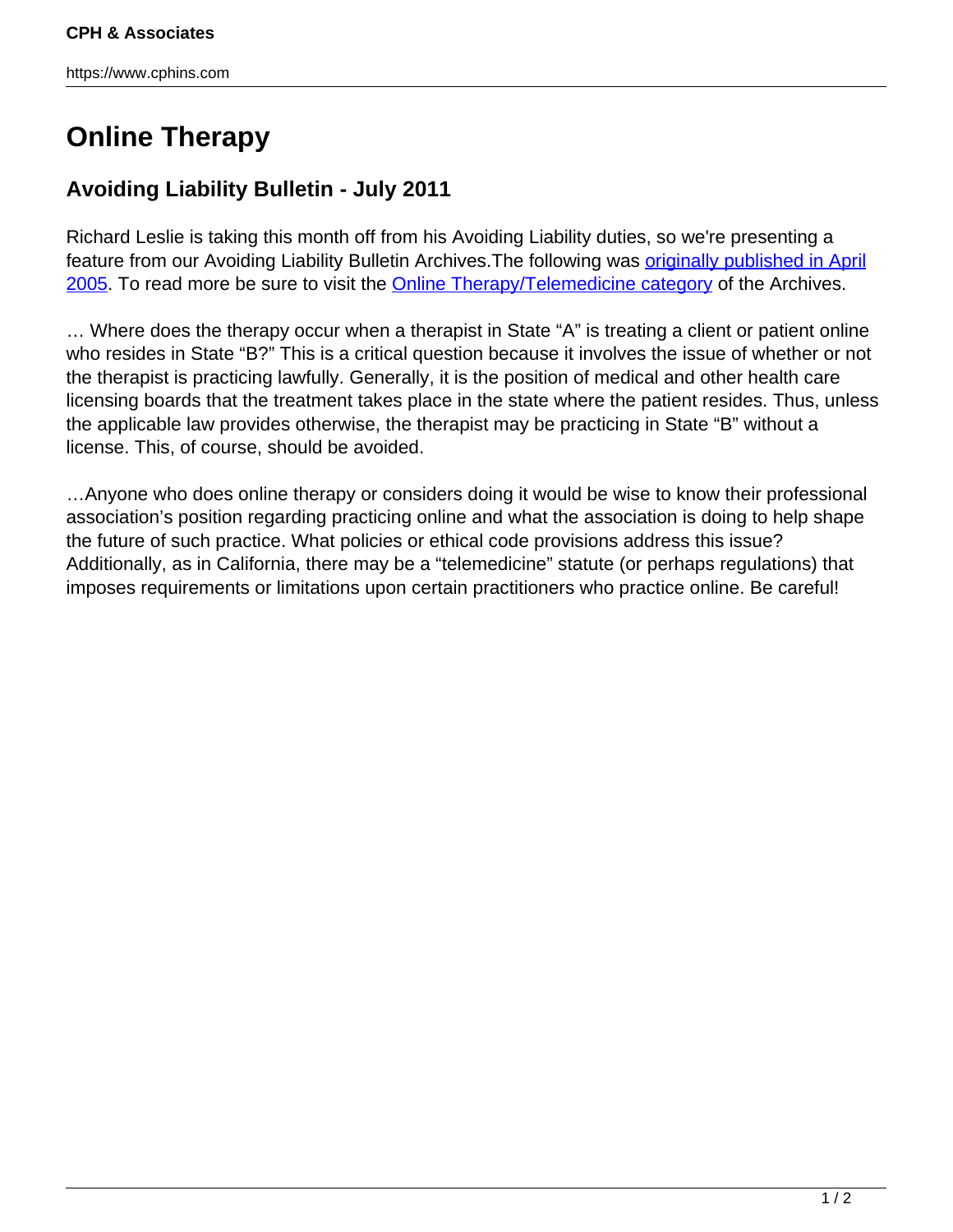# Online Therapy

## Avoiding Liability Bulletin - July 2011

Richard Leslie is taking this month off from his Avoiding Liability duties, so we're presenting a feature from our Avoiding Liability Bulletin Archives.The following was originally published in April 2005. To read more be sure to visit the Online Therapy/Telemedicine category of the Archives.

… Where does the therapy occur when a therapist in State "A" is treating a client or patient online who resides in State "B?" This is a critical question because it involves the issue of whether or not the therapist is practicing lawfully. Generally, it is the position of medical and other health care licensing boards that the treatment takes place in the state where the patient resides. Thus, unless the applicable law provides otherwise, the therapist may be practicing in State "B" without a license. This, of course, should be avoided.

…Anyone who does online therapy or considers doing it would be wise to know their professional association's position regarding practicing online and what the association is doing to help shape the future of such practice. What policies or ethical code provisions address this issue? Additionally, as in California, there may be a "telemedicine" statute (or perhaps regulations) that imposes requirements or limitations upon certain practitioners who practice online. Be careful!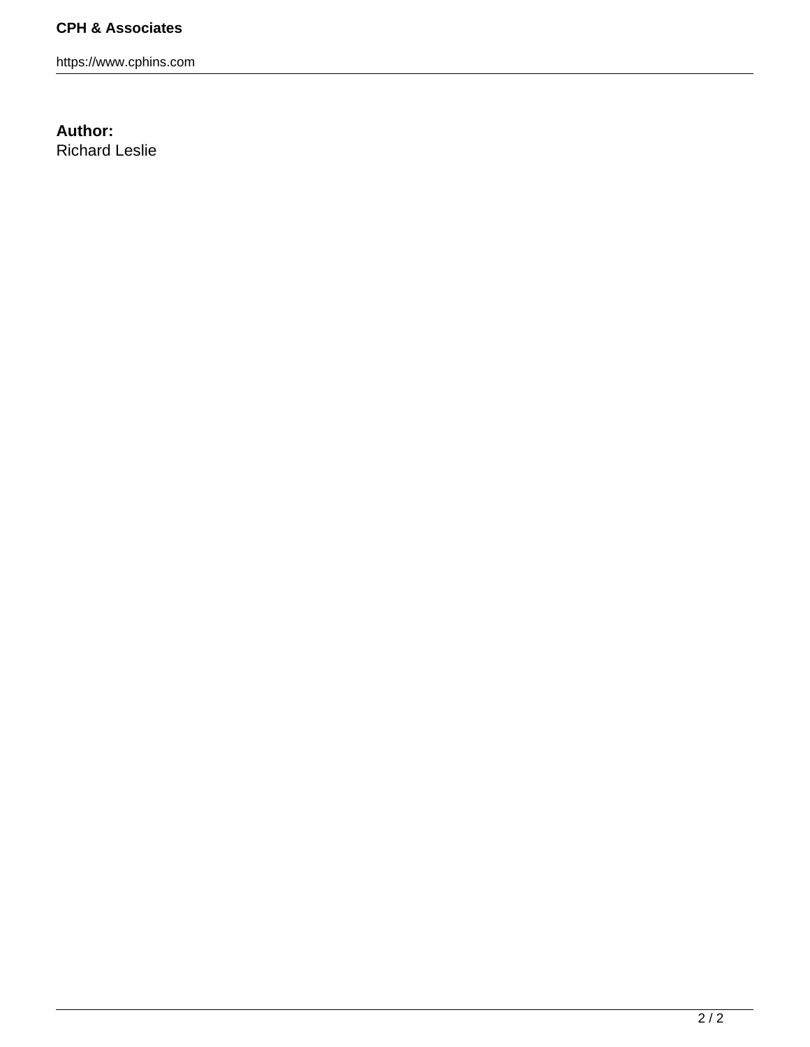**Author:**
Richard Leslie